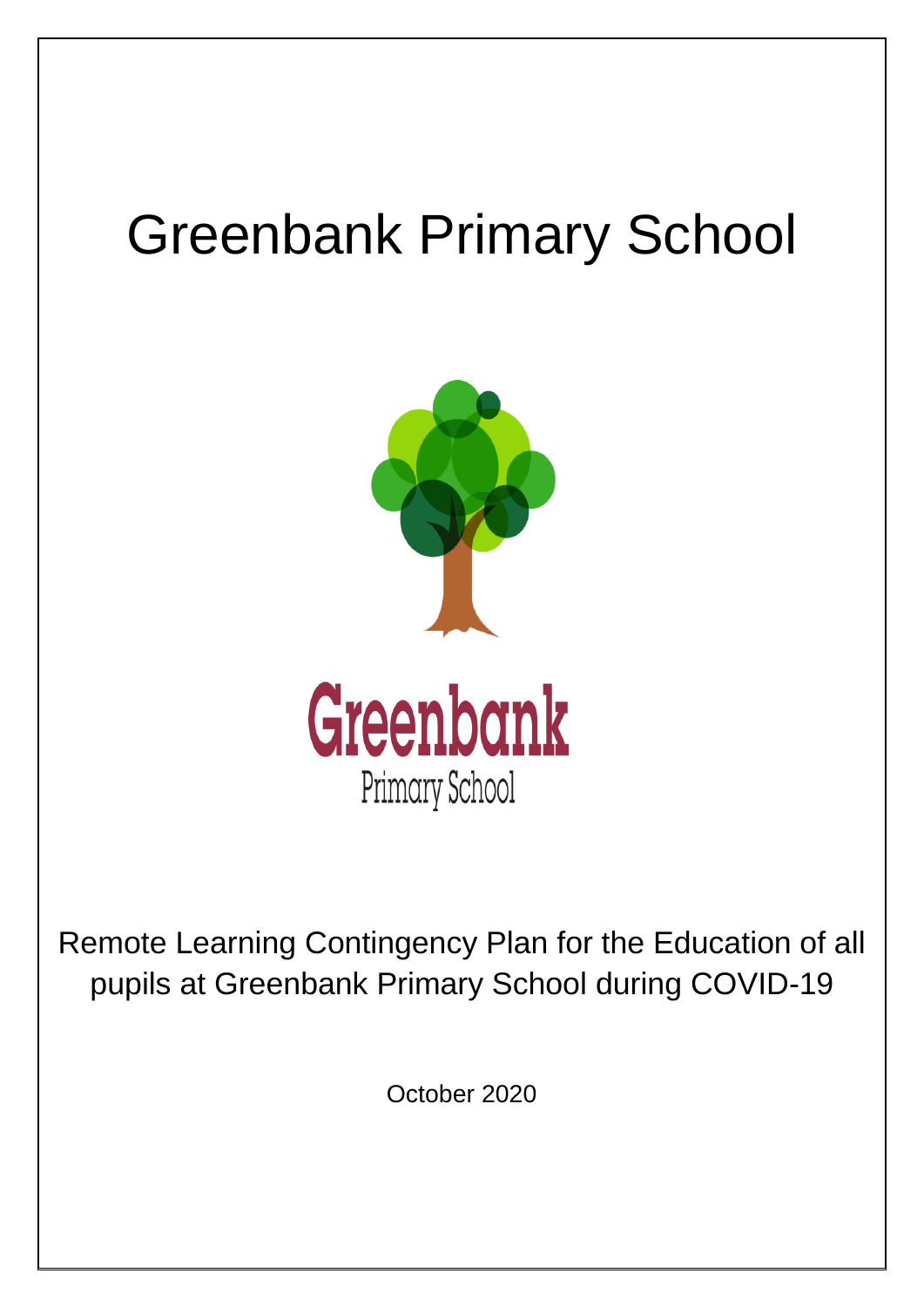# Greenbank Primary School

Greenbank

Primary School

Remote Learning Contingency Plan for the Education of all pupils at Greenbank Primary School during COVID-19

October 2020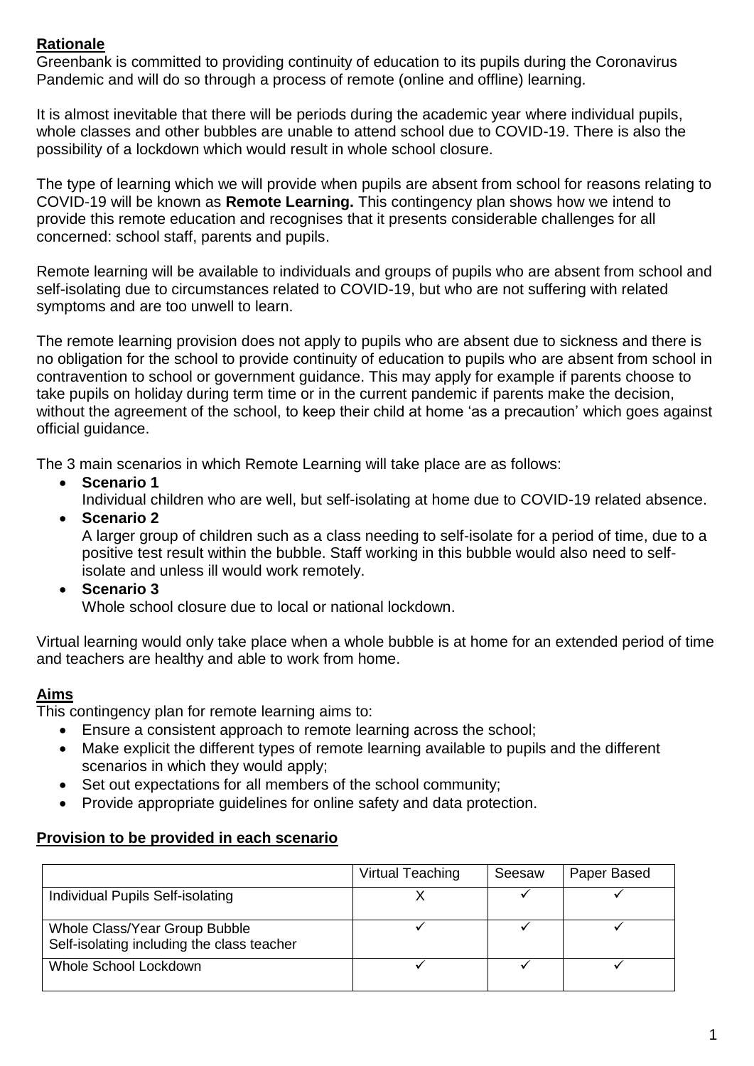## Rationale

Greenbank is committed to providing continuity of education to its pupils during the Coronavirus Pandemic and will do so through a process of remote (online and offline) learning.

It is almost inevitable that there will be periods during the academic year where individual pupils, whole classes and other bubbles are unable to attend school due to COVID-19. There is also the possibility of a lockdown which would result in whole school closure.

The type of learning which we will provide when pupils are absent from school for reasons relating to COVID-19 will be known as **Remote Learning.** This contingency plan shows how we intend to provide this remote education and recognises that it presents considerable challenges for all concerned: school staff, parents and pupils.

Remote learning will be available to individuals and groups of pupils who are absent from school and self-isolating due to circumstances related to COVID-19, but who are not suffering with related symptoms and are too unwell to learn.

The remote learning provision does not apply to pupils who are absent due to sickness and there is no obligation for the school to provide continuity of education to pupils who are absent from school in contravention to school or government guidance. This may apply for example if parents choose to take pupils on holiday during term time or in the current pandemic if parents make the decision, without the agreement of the school, to keep their child at home 'as a precaution' which goes against official guidance.

The 3 main scenarios in which Remote Learning will take place are as follows:

- **Scenario 1**
  Individual children who are well, but self-isolating at home due to COVID-19 related absence.
- **Scenario 2**
  A larger group of children such as a class needing to self-isolate for a period of time, due to a positive test result within the bubble. Staff working in this bubble would also need to self-isolate and unless ill would work remotely.
- **Scenario 3**
  Whole school closure due to local or national lockdown.

Virtual learning would only take place when a whole bubble is at home for an extended period of time and teachers are healthy and able to work from home.

## Aims

This contingency plan for remote learning aims to:

- Ensure a consistent approach to remote learning across the school;
- Make explicit the different types of remote learning available to pupils and the different scenarios in which they would apply;
- Set out expectations for all members of the school community;
- Provide appropriate guidelines for online safety and data protection.

## Provision to be provided in each scenario

| | Virtual Teaching | Seesaw | Paper Based |
|---|---|---|---|
| Individual Pupils Self-isolating | X | ✓ | ✓ |
| Whole Class/Year Group Bubble Self-isolating including the class teacher | ✓ | ✓ | ✓ |
| Whole School Lockdown | ✓ | ✓ | ✓ |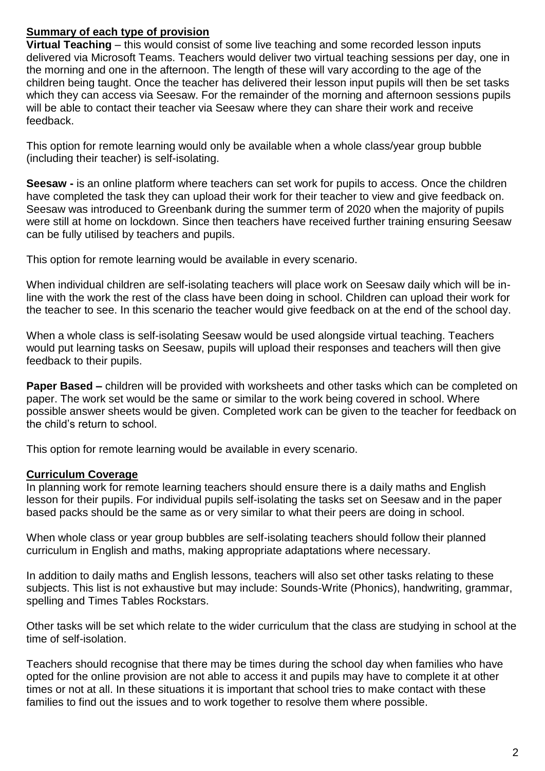## Summary of each type of provision

**Virtual Teaching** – this would consist of some live teaching and some recorded lesson inputs delivered via Microsoft Teams. Teachers would deliver two virtual teaching sessions per day, one in the morning and one in the afternoon. The length of these will vary according to the age of the children being taught. Once the teacher has delivered their lesson input pupils will then be set tasks which they can access via Seesaw. For the remainder of the morning and afternoon sessions pupils will be able to contact their teacher via Seesaw where they can share their work and receive feedback.

This option for remote learning would only be available when a whole class/year group bubble (including their teacher) is self-isolating.

**Seesaw -** is an online platform where teachers can set work for pupils to access. Once the children have completed the task they can upload their work for their teacher to view and give feedback on. Seesaw was introduced to Greenbank during the summer term of 2020 when the majority of pupils were still at home on lockdown. Since then teachers have received further training ensuring Seesaw can be fully utilised by teachers and pupils.

This option for remote learning would be available in every scenario.

When individual children are self-isolating teachers will place work on Seesaw daily which will be in-line with the work the rest of the class have been doing in school. Children can upload their work for the teacher to see. In this scenario the teacher would give feedback on at the end of the school day.

When a whole class is self-isolating Seesaw would be used alongside virtual teaching. Teachers would put learning tasks on Seesaw, pupils will upload their responses and teachers will then give feedback to their pupils.

**Paper Based –** children will be provided with worksheets and other tasks which can be completed on paper. The work set would be the same or similar to the work being covered in school. Where possible answer sheets would be given. Completed work can be given to the teacher for feedback on the child's return to school.

This option for remote learning would be available in every scenario.

## Curriculum Coverage

In planning work for remote learning teachers should ensure there is a daily maths and English lesson for their pupils. For individual pupils self-isolating the tasks set on Seesaw and in the paper based packs should be the same as or very similar to what their peers are doing in school.

When whole class or year group bubbles are self-isolating teachers should follow their planned curriculum in English and maths, making appropriate adaptations where necessary.

In addition to daily maths and English lessons, teachers will also set other tasks relating to these subjects. This list is not exhaustive but may include: Sounds-Write (Phonics), handwriting, grammar, spelling and Times Tables Rockstars.

Other tasks will be set which relate to the wider curriculum that the class are studying in school at the time of self-isolation.

Teachers should recognise that there may be times during the school day when families who have opted for the online provision are not able to access it and pupils may have to complete it at other times or not at all. In these situations it is important that school tries to make contact with these families to find out the issues and to work together to resolve them where possible.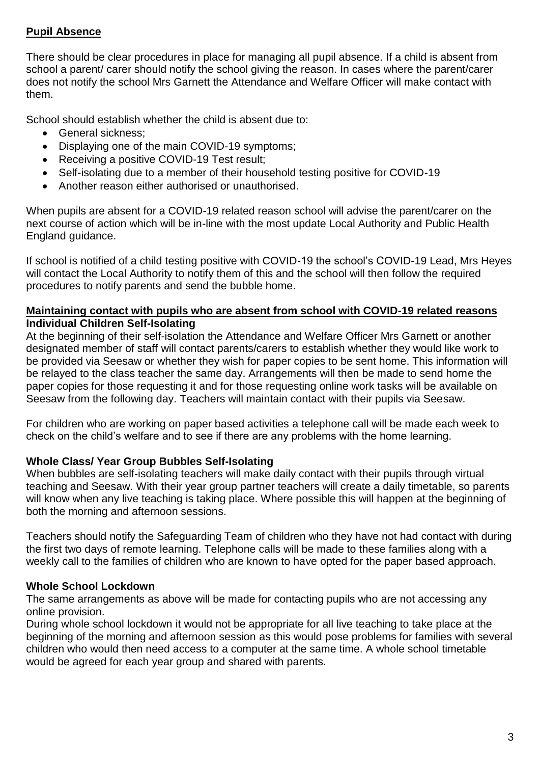## Pupil Absence

There should be clear procedures in place for managing all pupil absence. If a child is absent from school a parent/ carer should notify the school giving the reason. In cases where the parent/carer does not notify the school Mrs Garnett the Attendance and Welfare Officer will make contact with them.

School should establish whether the child is absent due to:

- General sickness;
- Displaying one of the main COVID-19 symptoms;
- Receiving a positive COVID-19 Test result;
- Self-isolating due to a member of their household testing positive for COVID-19
- Another reason either authorised or unauthorised.

When pupils are absent for a COVID-19 related reason school will advise the parent/carer on the next course of action which will be in-line with the most update Local Authority and Public Health England guidance.

If school is notified of a child testing positive with COVID-19 the school's COVID-19 Lead, Mrs Heyes will contact the Local Authority to notify them of this and the school will then follow the required procedures to notify parents and send the bubble home.

## Maintaining contact with pupils who are absent from school with COVID-19 related reasons

### Individual Children Self-Isolating

At the beginning of their self-isolation the Attendance and Welfare Officer Mrs Garnett or another designated member of staff will contact parents/carers to establish whether they would like work to be provided via Seesaw or whether they wish for paper copies to be sent home. This information will be relayed to the class teacher the same day. Arrangements will then be made to send home the paper copies for those requesting it and for those requesting online work tasks will be available on Seesaw from the following day. Teachers will maintain contact with their pupils via Seesaw.

For children who are working on paper based activities a telephone call will be made each week to check on the child's welfare and to see if there are any problems with the home learning.

### Whole Class/ Year Group Bubbles Self-Isolating

When bubbles are self-isolating teachers will make daily contact with their pupils through virtual teaching and Seesaw. With their year group partner teachers will create a daily timetable, so parents will know when any live teaching is taking place. Where possible this will happen at the beginning of both the morning and afternoon sessions.

Teachers should notify the Safeguarding Team of children who they have not had contact with during the first two days of remote learning. Telephone calls will be made to these families along with a weekly call to the families of children who are known to have opted for the paper based approach.

### Whole School Lockdown

The same arrangements as above will be made for contacting pupils who are not accessing any online provision.

During whole school lockdown it would not be appropriate for all live teaching to take place at the beginning of the morning and afternoon session as this would pose problems for families with several children who would then need access to a computer at the same time. A whole school timetable would be agreed for each year group and shared with parents.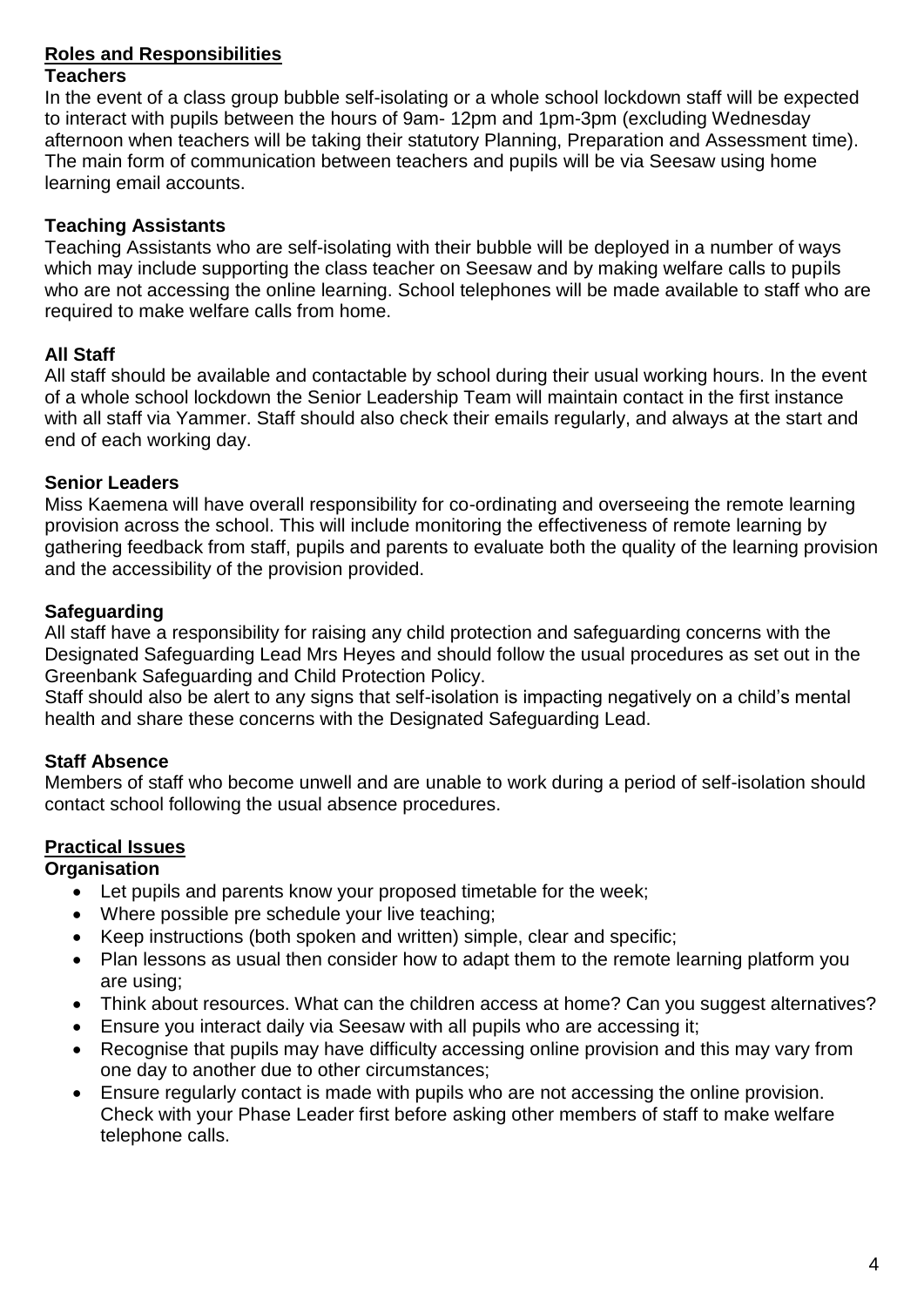## Roles and Responsibilities

### Teachers

In the event of a class group bubble self-isolating or a whole school lockdown staff will be expected to interact with pupils between the hours of 9am- 12pm and 1pm-3pm (excluding Wednesday afternoon when teachers will be taking their statutory Planning, Preparation and Assessment time). The main form of communication between teachers and pupils will be via Seesaw using home learning email accounts.

### Teaching Assistants

Teaching Assistants who are self-isolating with their bubble will be deployed in a number of ways which may include supporting the class teacher on Seesaw and by making welfare calls to pupils who are not accessing the online learning. School telephones will be made available to staff who are required to make welfare calls from home.

### All Staff

All staff should be available and contactable by school during their usual working hours. In the event of a whole school lockdown the Senior Leadership Team will maintain contact in the first instance with all staff via Yammer. Staff should also check their emails regularly, and always at the start and end of each working day.

### Senior Leaders

Miss Kaemena will have overall responsibility for co-ordinating and overseeing the remote learning provision across the school. This will include monitoring the effectiveness of remote learning by gathering feedback from staff, pupils and parents to evaluate both the quality of the learning provision and the accessibility of the provision provided.

### Safeguarding

All staff have a responsibility for raising any child protection and safeguarding concerns with the Designated Safeguarding Lead Mrs Heyes and should follow the usual procedures as set out in the Greenbank Safeguarding and Child Protection Policy.

Staff should also be alert to any signs that self-isolation is impacting negatively on a child's mental health and share these concerns with the Designated Safeguarding Lead.

### Staff Absence

Members of staff who become unwell and are unable to work during a period of self-isolation should contact school following the usual absence procedures.

## Practical Issues

### Organisation

- Let pupils and parents know your proposed timetable for the week;
- Where possible pre schedule your live teaching;
- Keep instructions (both spoken and written) simple, clear and specific;
- Plan lessons as usual then consider how to adapt them to the remote learning platform you are using;
- Think about resources. What can the children access at home? Can you suggest alternatives?
- Ensure you interact daily via Seesaw with all pupils who are accessing it;
- Recognise that pupils may have difficulty accessing online provision and this may vary from one day to another due to other circumstances;
- Ensure regularly contact is made with pupils who are not accessing the online provision. Check with your Phase Leader first before asking other members of staff to make welfare telephone calls.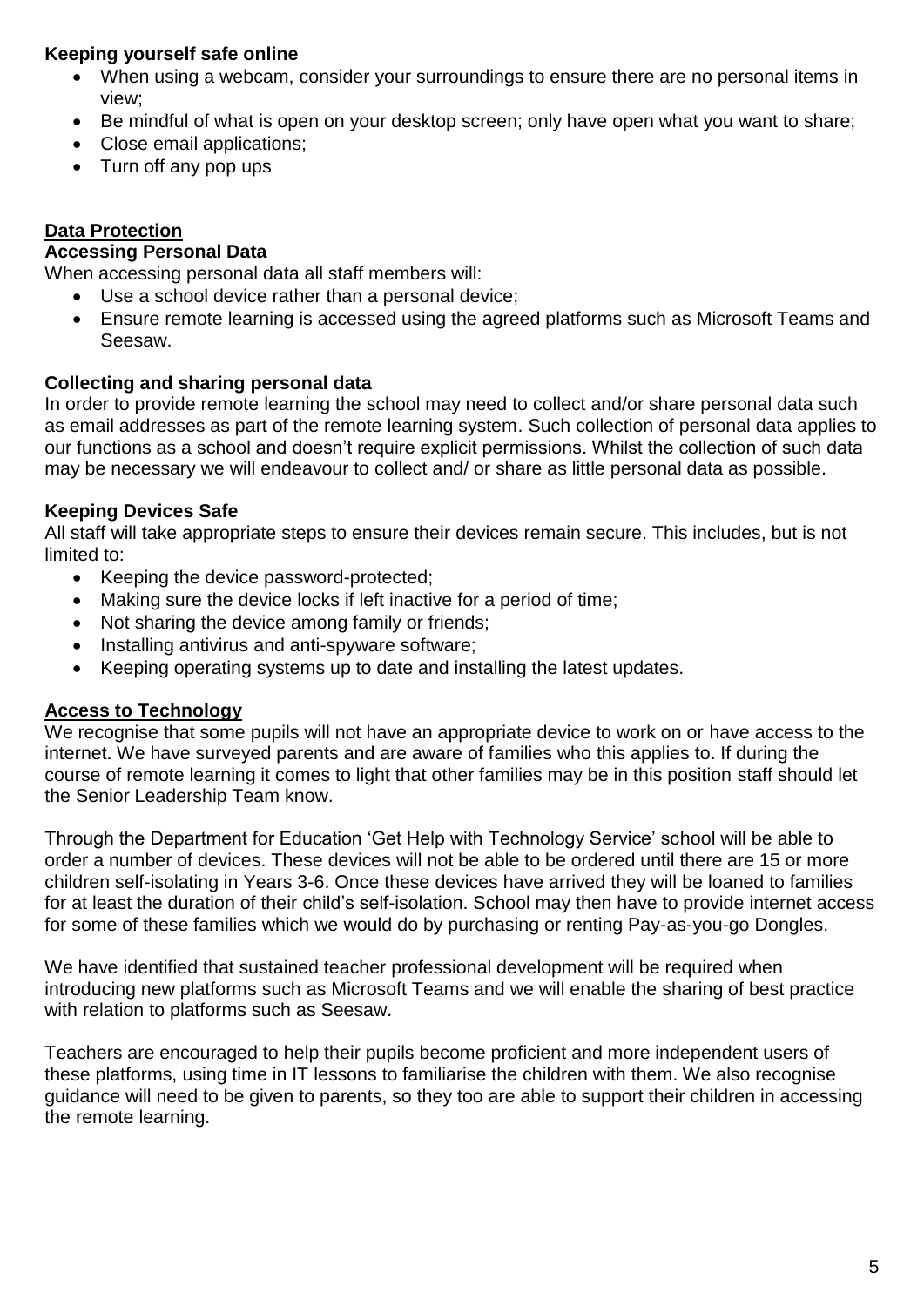**Keeping yourself safe online**

- When using a webcam, consider your surroundings to ensure there are no personal items in view;
- Be mindful of what is open on your desktop screen; only have open what you want to share;
- Close email applications;
- Turn off any pop ups

## Data Protection

### Accessing Personal Data

When accessing personal data all staff members will:

- Use a school device rather than a personal device;
- Ensure remote learning is accessed using the agreed platforms such as Microsoft Teams and Seesaw.

### Collecting and sharing personal data

In order to provide remote learning the school may need to collect and/or share personal data such as email addresses as part of the remote learning system. Such collection of personal data applies to our functions as a school and doesn't require explicit permissions. Whilst the collection of such data may be necessary we will endeavour to collect and/ or share as little personal data as possible.

### Keeping Devices Safe

All staff will take appropriate steps to ensure their devices remain secure. This includes, but is not limited to:

- Keeping the device password-protected;
- Making sure the device locks if left inactive for a period of time;
- Not sharing the device among family or friends;
- Installing antivirus and anti-spyware software;
- Keeping operating systems up to date and installing the latest updates.

## Access to Technology

We recognise that some pupils will not have an appropriate device to work on or have access to the internet. We have surveyed parents and are aware of families who this applies to. If during the course of remote learning it comes to light that other families may be in this position staff should let the Senior Leadership Team know.

Through the Department for Education 'Get Help with Technology Service' school will be able to order a number of devices. These devices will not be able to be ordered until there are 15 or more children self-isolating in Years 3-6. Once these devices have arrived they will be loaned to families for at least the duration of their child's self-isolation. School may then have to provide internet access for some of these families which we would do by purchasing or renting Pay-as-you-go Dongles.

We have identified that sustained teacher professional development will be required when introducing new platforms such as Microsoft Teams and we will enable the sharing of best practice with relation to platforms such as Seesaw.

Teachers are encouraged to help their pupils become proficient and more independent users of these platforms, using time in IT lessons to familiarise the children with them. We also recognise guidance will need to be given to parents, so they too are able to support their children in accessing the remote learning.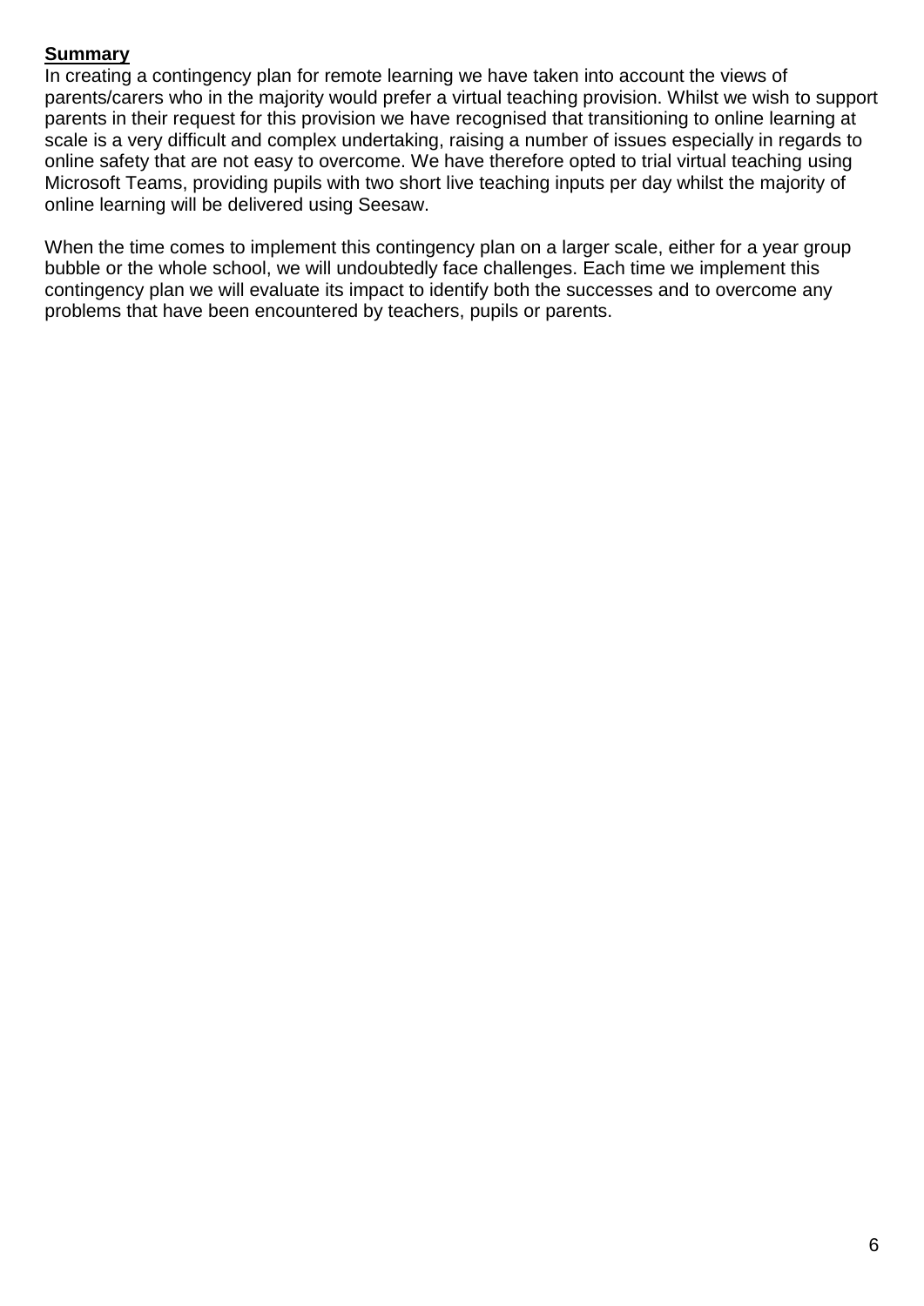**Summary**

In creating a contingency plan for remote learning we have taken into account the views of parents/carers who in the majority would prefer a virtual teaching provision. Whilst we wish to support parents in their request for this provision we have recognised that transitioning to online learning at scale is a very difficult and complex undertaking, raising a number of issues especially in regards to online safety that are not easy to overcome. We have therefore opted to trial virtual teaching using Microsoft Teams, providing pupils with two short live teaching inputs per day whilst the majority of online learning will be delivered using Seesaw.

When the time comes to implement this contingency plan on a larger scale, either for a year group bubble or the whole school, we will undoubtedly face challenges. Each time we implement this contingency plan we will evaluate its impact to identify both the successes and to overcome any problems that have been encountered by teachers, pupils or parents.